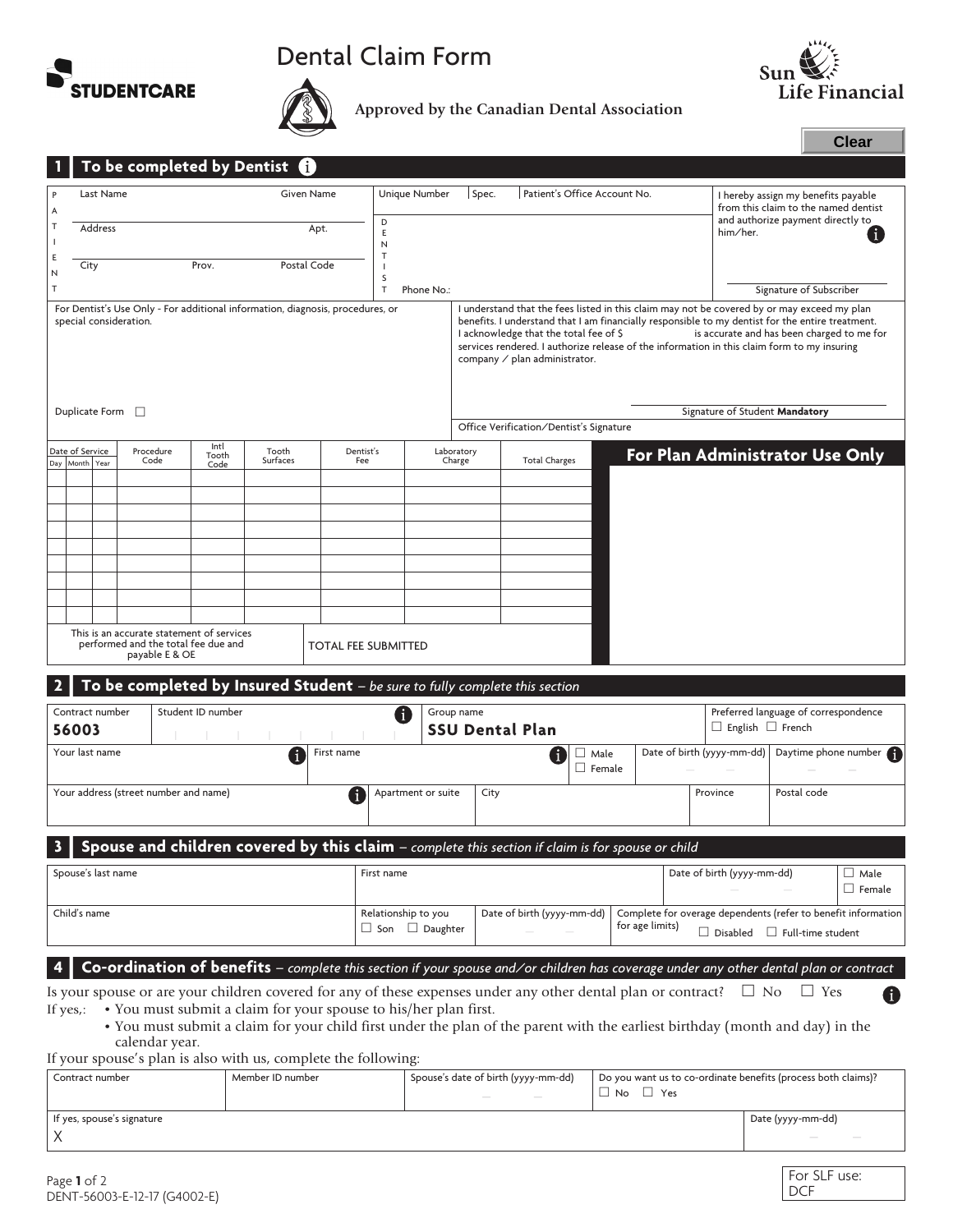# Dental Claim Form

STUDENTCARE

Approved by the Canadian Dental Association

Sun Life Financial

Clear

## 1 To be completed by Dentist

| PATIENT | Last Name | Given Name | DENTIST | Unique Number | Spec. | Patient's Office Account No. | I hereby assign my benefits payable from this claim to the named dentist and authorize payment directly to him/her. |
|---|---|---|---|---|---|---|---|
| | Address | Apt. | | | | | |
| | City / Prov. | Postal Code | | Phone No.: | | | Signature of Subscriber |

For Dentist's Use Only - For additional information, diagnosis, procedures, or special consideration.

Duplicate Form ☐

I understand that the fees listed in this claim may not be covered by or may exceed my plan benefits. I understand that I am financially responsible to my dentist for the entire treatment. I acknowledge that the total fee of $ is accurate and has been charged to me for services rendered. I authorize release of the information in this claim form to my insuring company / plan administrator.

Signature of Student **Mandatory**

Office Verification/Dentist's Signature

| Date of Service | | | Procedure Code | Intl Tooth Code | Tooth Surfaces | Dentist's Fee | Laboratory Charge | Total Charges | For Plan Administrator Use Only |
|---|---|---|---|---|---|---|---|---|---|
| Day | Month | Year | | | | | | | |
| | | | | | | | | | |
| | | | | | | | | | |
| | | | | | | | | | |
| | | | | | | | | | |
| | | | | | | | | | |
| | | | | | | | | | |
| | | | | | | | | | |
| | | | | | | | | | |
| | | | | | | | | | |

This is an accurate statement of services performed and the total fee due and payable E & OE

TOTAL FEE SUBMITTED

## 2 To be completed by Insured Student – *be sure to fully complete this section*

| Contract number | Student ID number | Group name | Preferred language of correspondence |
|---|---|---|---|
| **56003** | | **SSU Dental Plan** | ☐ English ☐ French |

| Your last name | First name | ☐ Male ☐ Female | Date of birth (yyyy-mm-dd) | Daytime phone number |
|---|---|---|---|---|
| | | | | |

| Your address (street number and name) | Apartment or suite | City | Province | Postal code |
|---|---|---|---|---|
| | | | | |

## 3 Spouse and children covered by this claim – *complete this section if claim is for spouse or child*

| Spouse's last name | First name | Date of birth (yyyy-mm-dd) | ☐ Male ☐ Female |
|---|---|---|---|
| | | | |

| Child's name | Relationship to you | Date of birth (yyyy-mm-dd) | Complete for overage dependents (refer to benefit information for age limits) |
|---|---|---|---|
| | ☐ Son ☐ Daughter | | ☐ Disabled ☐ Full-time student |

## 4 Co-ordination of benefits – *complete this section if your spouse and/or children has coverage under any other dental plan or contract*

Is your spouse or are your children covered for any of these expenses under any other dental plan or contract? ☐ No ☐ Yes

If yes,:
- You must submit a claim for your spouse to his/her plan first.
- You must submit a claim for your child first under the plan of the parent with the earliest birthday (month and day) in the calendar year.

If your spouse's plan is also with us, complete the following:

| Contract number | Member ID number | Spouse's date of birth (yyyy-mm-dd) | Do you want us to co-ordinate benefits (process both claims)? ☐ No ☐ Yes |
|---|---|---|---|
| | | | |

| If yes, spouse's signature | Date (yyyy-mm-dd) |
|---|---|
| X | |

DENT-56003-E-12-17 (G4002-E)

For SLF use: DCF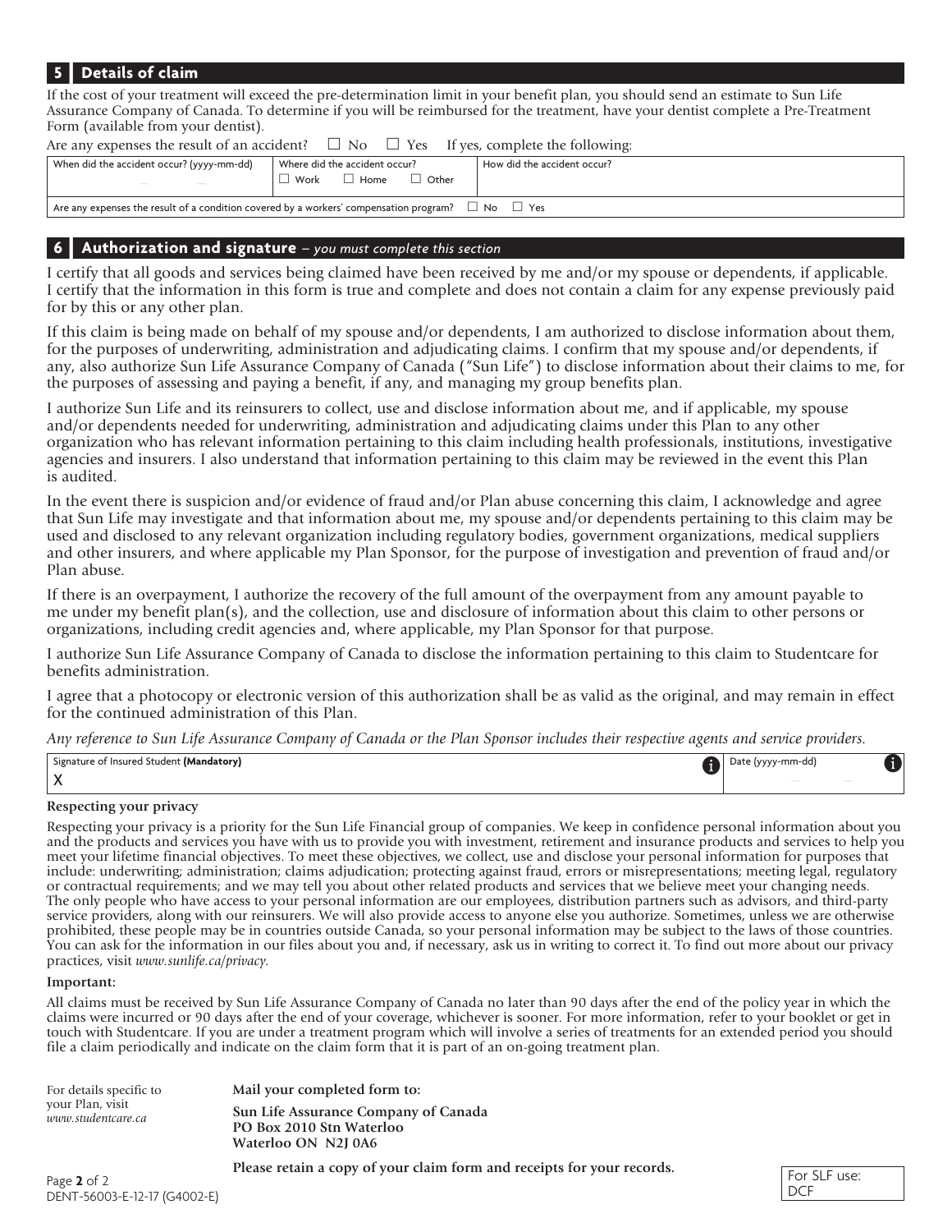## 5 Details of claim

If the cost of your treatment will exceed the pre-determination limit in your benefit plan, you should send an estimate to Sun Life Assurance Company of Canada. To determine if you will be reimbursed for the treatment, have your dentist complete a Pre-Treatment Form (available from your dentist).

Are any expenses the result of an accident? ☐ No ☐ Yes If yes, complete the following:

| When did the accident occur? (yyyy-mm-dd) | Where did the accident occur? | How did the accident occur? |
|---|---|---|
| | ☐ Work ☐ Home ☐ Other | |
| Are any expenses the result of a condition covered by a workers' compensation program? ☐ No ☐ Yes | | |

## 6 Authorization and signature – *you must complete this section*

I certify that all goods and services being claimed have been received by me and/or my spouse or dependents, if applicable. I certify that the information in this form is true and complete and does not contain a claim for any expense previously paid for by this or any other plan.

If this claim is being made on behalf of my spouse and/or dependents, I am authorized to disclose information about them, for the purposes of underwriting, administration and adjudicating claims. I confirm that my spouse and/or dependents, if any, also authorize Sun Life Assurance Company of Canada ("Sun Life") to disclose information about their claims to me, for the purposes of assessing and paying a benefit, if any, and managing my group benefits plan.

I authorize Sun Life and its reinsurers to collect, use and disclose information about me, and if applicable, my spouse and/or dependents needed for underwriting, administration and adjudicating claims under this Plan to any other organization who has relevant information pertaining to this claim including health professionals, institutions, investigative agencies and insurers. I also understand that information pertaining to this claim may be reviewed in the event this Plan is audited.

In the event there is suspicion and/or evidence of fraud and/or Plan abuse concerning this claim, I acknowledge and agree that Sun Life may investigate and that information about me, my spouse and/or dependents pertaining to this claim may be used and disclosed to any relevant organization including regulatory bodies, government organizations, medical suppliers and other insurers, and where applicable my Plan Sponsor, for the purpose of investigation and prevention of fraud and/or Plan abuse.

If there is an overpayment, I authorize the recovery of the full amount of the overpayment from any amount payable to me under my benefit plan(s), and the collection, use and disclosure of information about this claim to other persons or organizations, including credit agencies and, where applicable, my Plan Sponsor for that purpose.

I authorize Sun Life Assurance Company of Canada to disclose the information pertaining to this claim to Studentcare for benefits administration.

I agree that a photocopy or electronic version of this authorization shall be as valid as the original, and may remain in effect for the continued administration of this Plan.

*Any reference to Sun Life Assurance Company of Canada or the Plan Sponsor includes their respective agents and service providers.*

| Signature of Insured Student **(Mandatory)** | Date (yyyy-mm-dd) |
|---|---|
| X | |

**Respecting your privacy**

Respecting your privacy is a priority for the Sun Life Financial group of companies. We keep in confidence personal information about you and the products and services you have with us to provide you with investment, retirement and insurance products and services to help you meet your lifetime financial objectives. To meet these objectives, we collect, use and disclose your personal information for purposes that include: underwriting; administration; claims adjudication; protecting against fraud, errors or misrepresentations; meeting legal, regulatory or contractual requirements; and we may tell you about other related products and services that we believe meet your changing needs. The only people who have access to your personal information are our employees, distribution partners such as advisors, and third-party service providers, along with our reinsurers. We will also provide access to anyone else you authorize. Sometimes, unless we are otherwise prohibited, these people may be in countries outside Canada, so your personal information may be subject to the laws of those countries. You can ask for the information in our files about you and, if necessary, ask us in writing to correct it. To find out more about our privacy practices, visit *www.sunlife.ca/privacy.*

**Important:**

All claims must be received by Sun Life Assurance Company of Canada no later than 90 days after the end of the policy year in which the claims were incurred or 90 days after the end of your coverage, whichever is sooner. For more information, refer to your booklet or get in touch with Studentcare. If you are under a treatment program which will involve a series of treatments for an extended period you should file a claim periodically and indicate on the claim form that it is part of an on-going treatment plan.

For details specific to your Plan, visit *www.studentcare.ca*

**Mail your completed form to:**

**Sun Life Assurance Company of Canada**
**PO Box 2010 Stn Waterloo**
**Waterloo ON N2J 0A6**

**Please retain a copy of your claim form and receipts for your records.**

DENT-56003-E-12-17 (G4002-E)

For SLF use: DCF